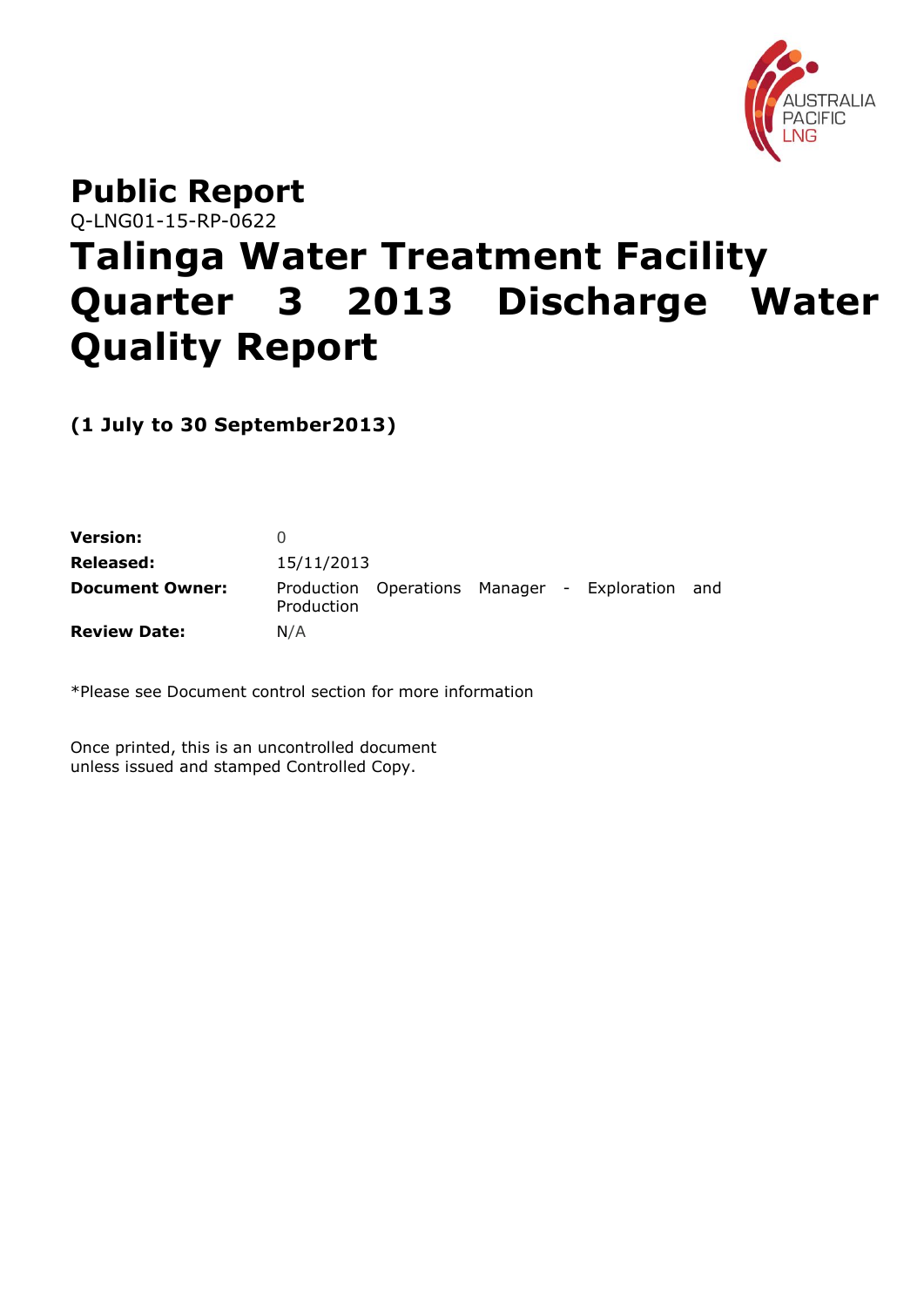# Public Report

Q-LNG01-15-RP-0622

# Talinga Water Treatment Facility Quarter 3 2013 Discharge Water Quality Report

**(1 July to 30 September2013)**

| | |
|---|---|
| **Version:** | 0 |
| **Released:** | 15/11/2013 |
| **Document Owner:** | Production Operations Manager - Exploration and Production |
| **Review Date:** | N/A |

*Please see Document control section for more information

Once printed, this is an uncontrolled document unless issued and stamped Controlled Copy.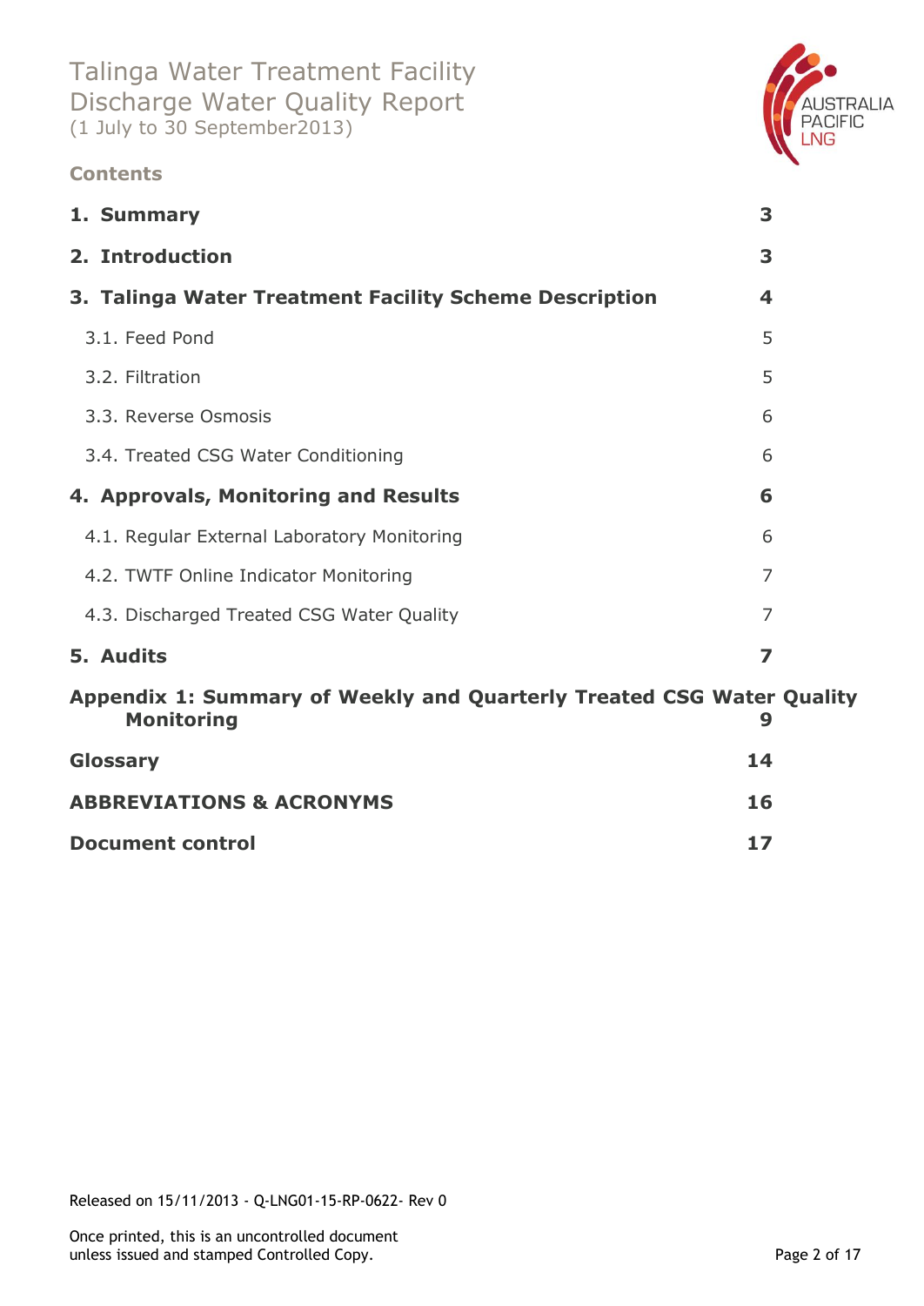# Talinga Water Treatment Facility Discharge Water Quality Report

(1 July to 30 September2013)

## Contents

| | |
|---|---|
| **1. Summary** | **3** |
| **2. Introduction** | **3** |
| **3. Talinga Water Treatment Facility Scheme Description** | **4** |
| 3.1. Feed Pond | 5 |
| 3.2. Filtration | 5 |
| 3.3. Reverse Osmosis | 6 |
| 3.4. Treated CSG Water Conditioning | 6 |
| **4. Approvals, Monitoring and Results** | **6** |
| 4.1. Regular External Laboratory Monitoring | 6 |
| 4.2. TWTF Online Indicator Monitoring | 7 |
| 4.3. Discharged Treated CSG Water Quality | 7 |
| **5. Audits** | **7** |
| **Appendix 1: Summary of Weekly and Quarterly Treated CSG Water Quality Monitoring** | **9** |
| **Glossary** | **14** |
| **ABBREVIATIONS & ACRONYMS** | **16** |
| **Document control** | **17** |

Released on 15/11/2013 - Q-LNG01-15-RP-0622- Rev 0

Once printed, this is an uncontrolled document unless issued and stamped Controlled Copy.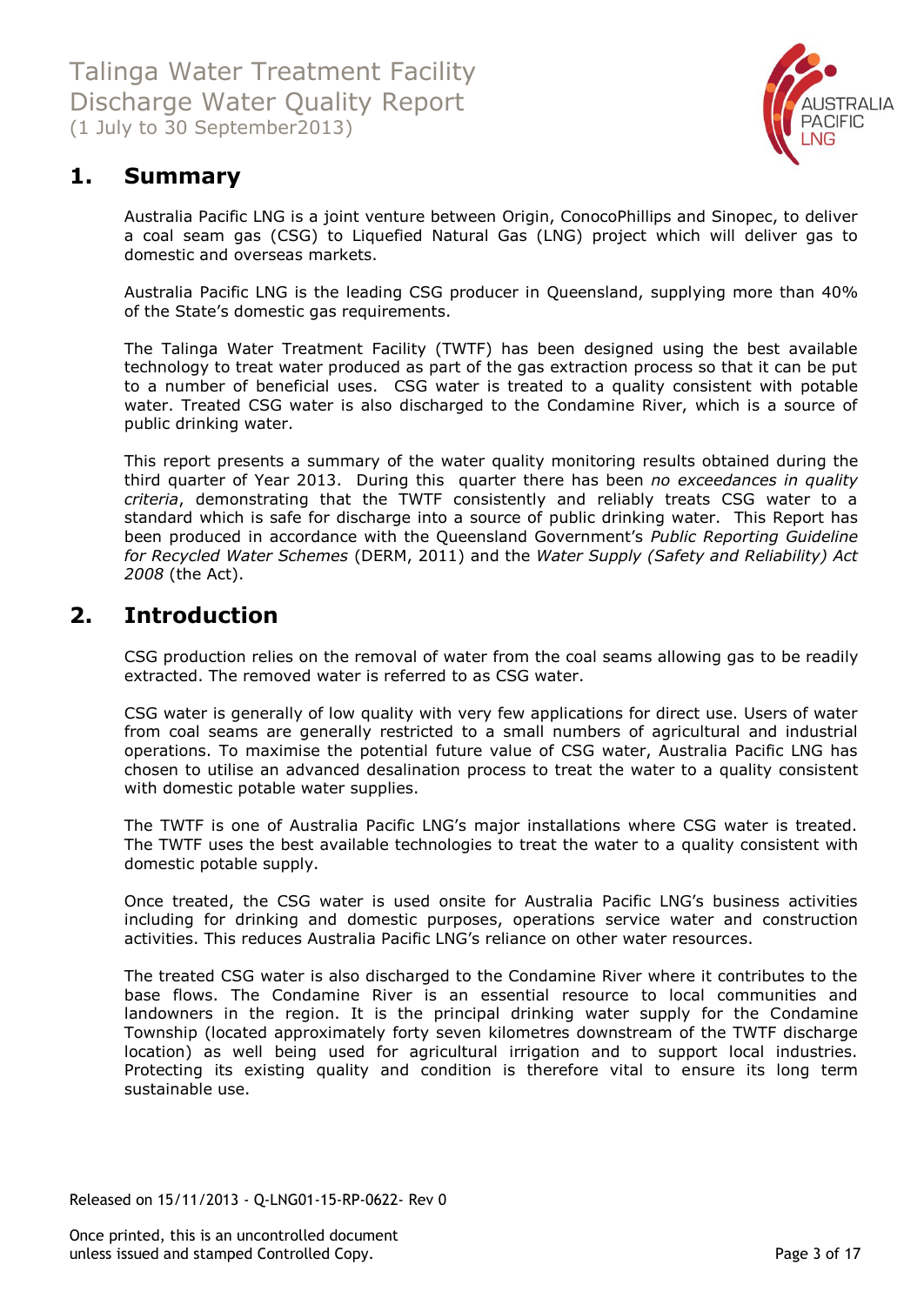## 1. Summary

Australia Pacific LNG is a joint venture between Origin, ConocoPhillips and Sinopec, to deliver a coal seam gas (CSG) to Liquefied Natural Gas (LNG) project which will deliver gas to domestic and overseas markets.

Australia Pacific LNG is the leading CSG producer in Queensland, supplying more than 40% of the State's domestic gas requirements.

The Talinga Water Treatment Facility (TWTF) has been designed using the best available technology to treat water produced as part of the gas extraction process so that it can be put to a number of beneficial uses. CSG water is treated to a quality consistent with potable water. Treated CSG water is also discharged to the Condamine River, which is a source of public drinking water.

This report presents a summary of the water quality monitoring results obtained during the third quarter of Year 2013. During this quarter there has been *no exceedances in quality criteria*, demonstrating that the TWTF consistently and reliably treats CSG water to a standard which is safe for discharge into a source of public drinking water. This Report has been produced in accordance with the Queensland Government's *Public Reporting Guideline for Recycled Water Schemes* (DERM, 2011) and the *Water Supply (Safety and Reliability) Act 2008* (the Act).

## 2. Introduction

CSG production relies on the removal of water from the coal seams allowing gas to be readily extracted. The removed water is referred to as CSG water.

CSG water is generally of low quality with very few applications for direct use. Users of water from coal seams are generally restricted to a small numbers of agricultural and industrial operations. To maximise the potential future value of CSG water, Australia Pacific LNG has chosen to utilise an advanced desalination process to treat the water to a quality consistent with domestic potable water supplies.

The TWTF is one of Australia Pacific LNG's major installations where CSG water is treated. The TWTF uses the best available technologies to treat the water to a quality consistent with domestic potable supply.

Once treated, the CSG water is used onsite for Australia Pacific LNG's business activities including for drinking and domestic purposes, operations service water and construction activities. This reduces Australia Pacific LNG's reliance on other water resources.

The treated CSG water is also discharged to the Condamine River where it contributes to the base flows. The Condamine River is an essential resource to local communities and landowners in the region. It is the principal drinking water supply for the Condamine Township (located approximately forty seven kilometres downstream of the TWTF discharge location) as well as being used for agricultural irrigation and to support local industries. Protecting its existing quality and condition is therefore vital to ensure its long term sustainable use.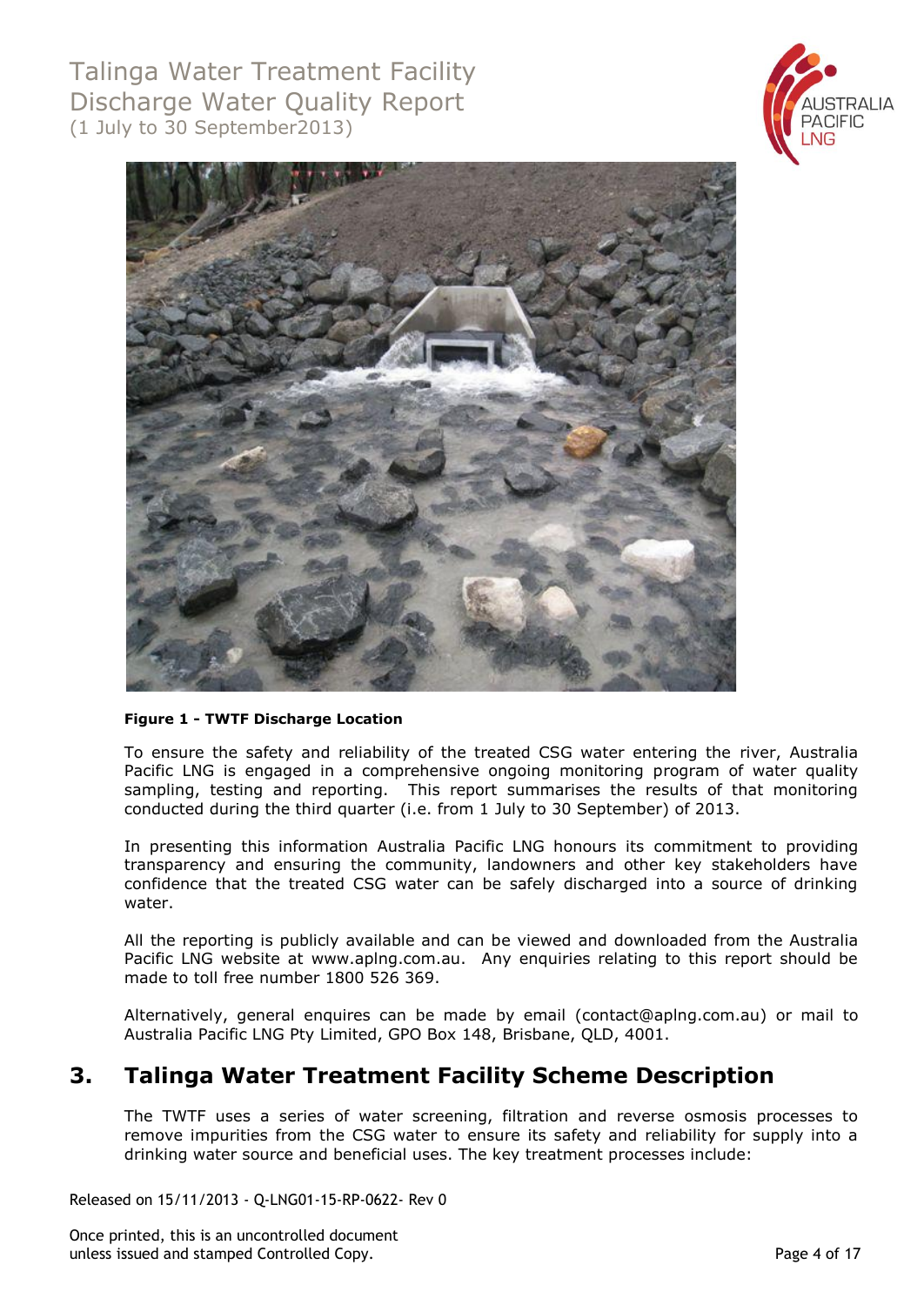**Figure 1 - TWTF Discharge Location**

To ensure the safety and reliability of the treated CSG water entering the river, Australia Pacific LNG is engaged in a comprehensive ongoing monitoring program of water quality sampling, testing and reporting. This report summarises the results of that monitoring conducted during the third quarter (i.e. from 1 July to 30 September) of 2013.

In presenting this information Australia Pacific LNG honours its commitment to providing transparency and ensuring the community, landowners and other key stakeholders have confidence that the treated CSG water can be safely discharged into a source of drinking water.

All the reporting is publicly available and can be viewed and downloaded from the Australia Pacific LNG website at www.aplng.com.au. Any enquiries relating to this report should be made to toll free number 1800 526 369.

Alternatively, general enquires can be made by email (contact@aplng.com.au) or mail to Australia Pacific LNG Pty Limited, GPO Box 148, Brisbane, QLD, 4001.

## 3. Talinga Water Treatment Facility Scheme Description

The TWTF uses a series of water screening, filtration and reverse osmosis processes to remove impurities from the CSG water to ensure its safety and reliability for supply into a drinking water source and beneficial uses. The key treatment processes include: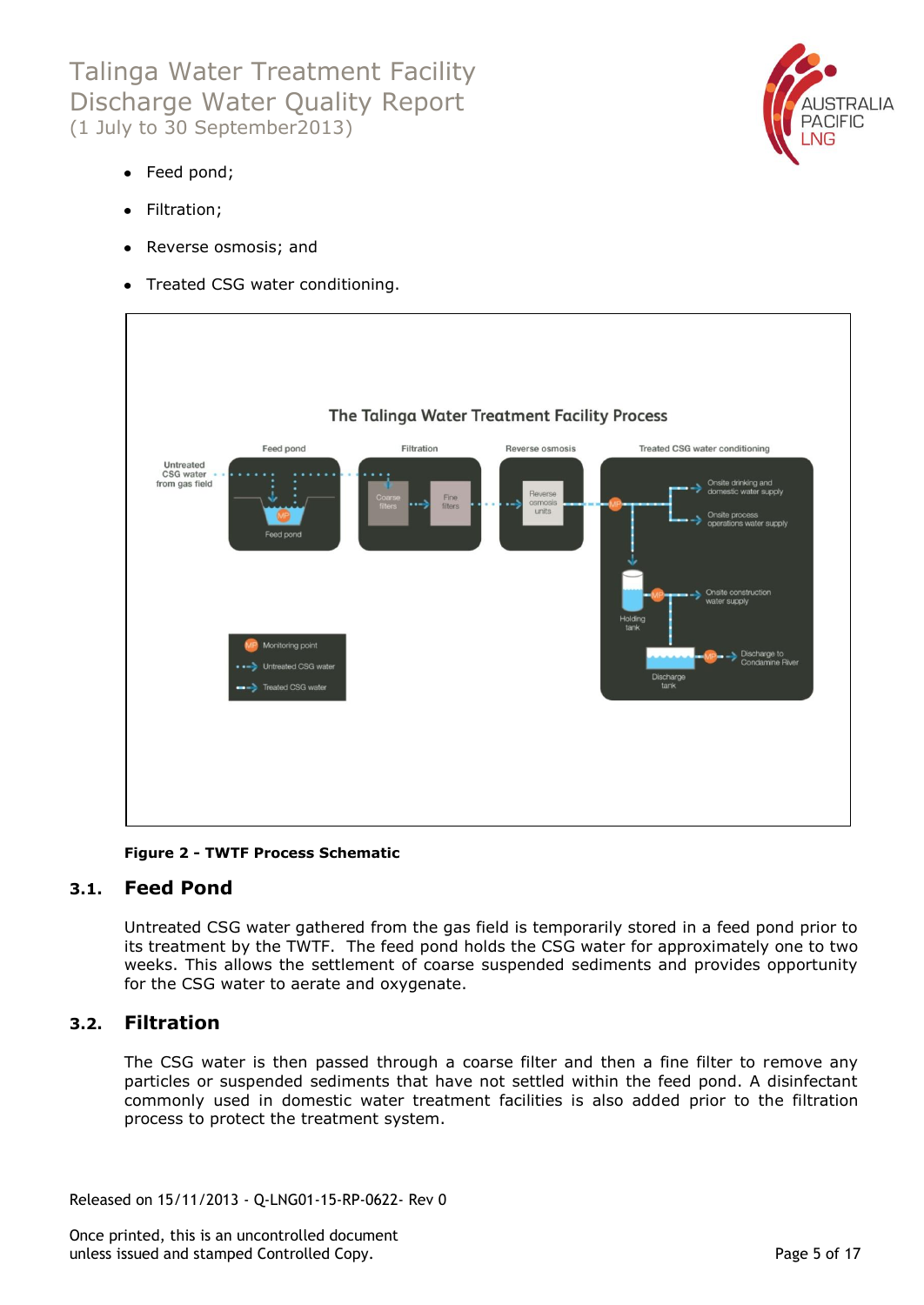- Feed pond;
- Filtration;
- Reverse osmosis; and
- Treated CSG water conditioning.

**Figure 2 - TWTF Process Schematic**

## 3.1. Feed Pond

Untreated CSG water gathered from the gas field is temporarily stored in a feed pond prior to its treatment by the TWTF. The feed pond holds the CSG water for approximately one to two weeks. This allows the settlement of coarse suspended sediments and provides opportunity for the CSG water to aerate and oxygenate.

## 3.2. Filtration

The CSG water is then passed through a coarse filter and then a fine filter to remove any particles or suspended sediments that have not settled within the feed pond. A disinfectant commonly used in domestic water treatment facilities is also added prior to the filtration process to protect the treatment system.

Released on 15/11/2013 - Q-LNG01-15-RP-0622- Rev 0

Once printed, this is an uncontrolled document unless issued and stamped Controlled Copy.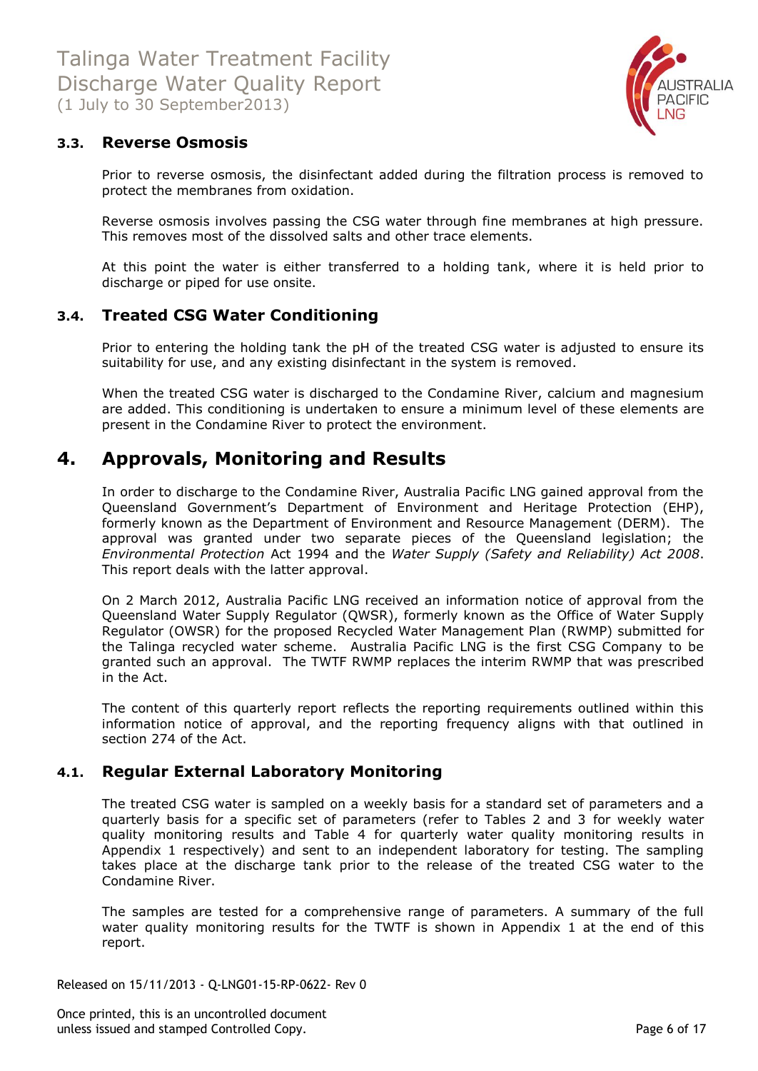### 3.3. Reverse Osmosis

Prior to reverse osmosis, the disinfectant added during the filtration process is removed to protect the membranes from oxidation.

Reverse osmosis involves passing the CSG water through fine membranes at high pressure. This removes most of the dissolved salts and other trace elements.

At this point the water is either transferred to a holding tank, where it is held prior to discharge or piped for use onsite.

### 3.4. Treated CSG Water Conditioning

Prior to entering the holding tank the pH of the treated CSG water is adjusted to ensure its suitability for use, and any existing disinfectant in the system is removed.

When the treated CSG water is discharged to the Condamine River, calcium and magnesium are added. This conditioning is undertaken to ensure a minimum level of these elements are present in the Condamine River to protect the environment.

## 4. Approvals, Monitoring and Results

In order to discharge to the Condamine River, Australia Pacific LNG gained approval from the Queensland Government's Department of Environment and Heritage Protection (EHP), formerly known as the Department of Environment and Resource Management (DERM). The approval was granted under two separate pieces of the Queensland legislation; the *Environmental Protection* Act 1994 and the *Water Supply (Safety and Reliability) Act 2008*. This report deals with the latter approval.

On 2 March 2012, Australia Pacific LNG received an information notice of approval from the Queensland Water Supply Regulator (QWSR), formerly known as the Office of Water Supply Regulator (OWSR) for the proposed Recycled Water Management Plan (RWMP) submitted for the Talinga recycled water scheme. Australia Pacific LNG is the first CSG Company to be granted such an approval. The TWTF RWMP replaces the interim RWMP that was prescribed in the Act.

The content of this quarterly report reflects the reporting requirements outlined within this information notice of approval, and the reporting frequency aligns with that outlined in section 274 of the Act.

### 4.1. Regular External Laboratory Monitoring

The treated CSG water is sampled on a weekly basis for a standard set of parameters and a quarterly basis for a specific set of parameters (refer to Tables 2 and 3 for weekly water quality monitoring results and Table 4 for quarterly water quality monitoring results in Appendix 1 respectively) and sent to an independent laboratory for testing. The sampling takes place at the discharge tank prior to the release of the treated CSG water to the Condamine River.

The samples are tested for a comprehensive range of parameters. A summary of the full water quality monitoring results for the TWTF is shown in Appendix 1 at the end of this report.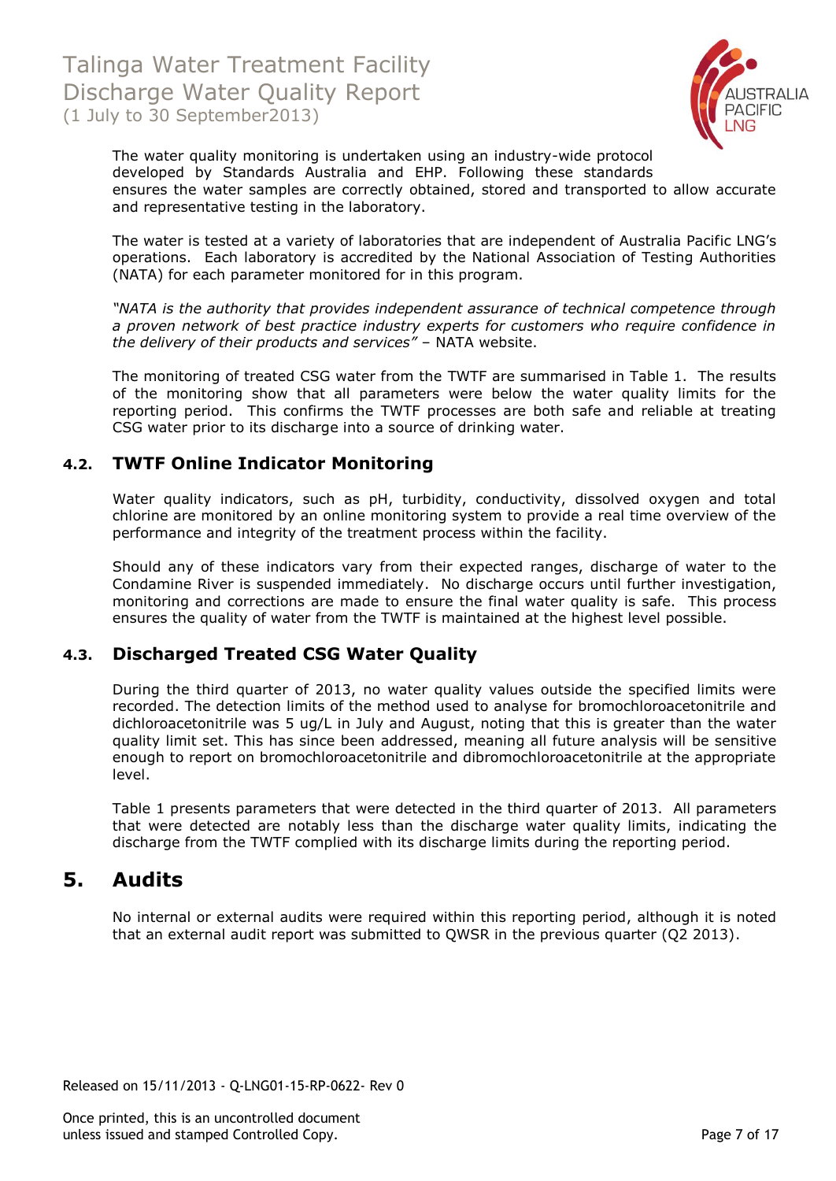The water quality monitoring is undertaken using an industry-wide protocol developed by Standards Australia and EHP. Following these standards ensures the water samples are correctly obtained, stored and transported to allow accurate and representative testing in the laboratory.

The water is tested at a variety of laboratories that are independent of Australia Pacific LNG's operations. Each laboratory is accredited by the National Association of Testing Authorities (NATA) for each parameter monitored for in this program.

*"NATA is the authority that provides independent assurance of technical competence through a proven network of best practice industry experts for customers who require confidence in the delivery of their products and services"* – NATA website.

The monitoring of treated CSG water from the TWTF are summarised in Table 1. The results of the monitoring show that all parameters were below the water quality limits for the reporting period. This confirms the TWTF processes are both safe and reliable at treating CSG water prior to its discharge into a source of drinking water.

### 4.2. TWTF Online Indicator Monitoring

Water quality indicators, such as pH, turbidity, conductivity, dissolved oxygen and total chlorine are monitored by an online monitoring system to provide a real time overview of the performance and integrity of the treatment process within the facility.

Should any of these indicators vary from their expected ranges, discharge of water to the Condamine River is suspended immediately. No discharge occurs until further investigation, monitoring and corrections are made to ensure the final water quality is safe. This process ensures the quality of water from the TWTF is maintained at the highest level possible.

### 4.3. Discharged Treated CSG Water Quality

During the third quarter of 2013, no water quality values outside the specified limits were recorded. The detection limits of the method used to analyse for bromochloroacetonitrile and dichloroacetonitrile was 5 ug/L in July and August, noting that this is greater than the water quality limit set. This has since been addressed, meaning all future analysis will be sensitive enough to report on bromochloroacetonitrile and dibromochloroacetonitrile at the appropriate level.

Table 1 presents parameters that were detected in the third quarter of 2013. All parameters that were detected are notably less than the discharge water quality limits, indicating the discharge from the TWTF complied with its discharge limits during the reporting period.

## 5. Audits

No internal or external audits were required within this reporting period, although it is noted that an external audit report was submitted to QWSR in the previous quarter (Q2 2013).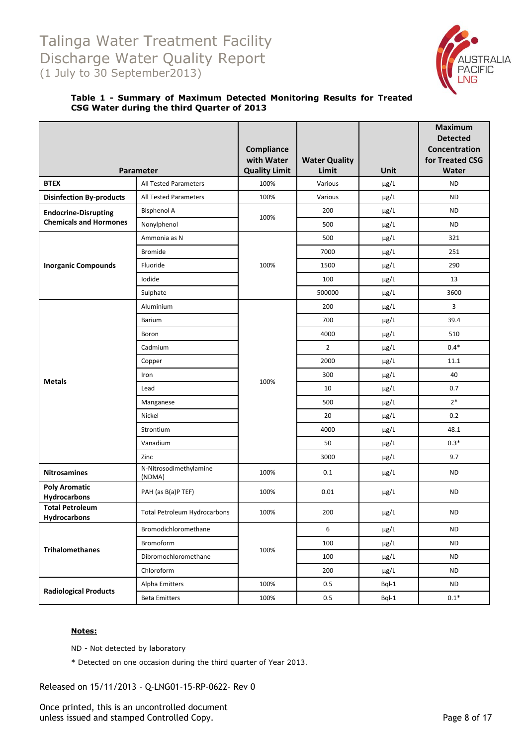# Talinga Water Treatment Facility Discharge Water Quality Report

(1 July to 30 September2013)

**Table 1 - Summary of Maximum Detected Monitoring Results for Treated CSG Water during the third Quarter of 2013**

| Parameter | | Compliance with Water Quality Limit | Water Quality Limit | Unit | Maximum Detected Concentration for Treated CSG Water |
|---|---|---|---|---|---|
| **BTEX** | All Tested Parameters | 100% | Various | µg/L | ND |
| **Disinfection By-products** | All Tested Parameters | 100% | Various | µg/L | ND |
| **Endocrine-Disrupting Chemicals and Hormones** | Bisphenol A | 100% | 200 | µg/L | ND |
| | Nonylphenol | | 500 | µg/L | ND |
| **Inorganic Compounds** | Ammonia as N | 100% | 500 | µg/L | 321 |
| | Bromide | | 7000 | µg/L | 251 |
| | Fluoride | | 1500 | µg/L | 290 |
| | Iodide | | 100 | µg/L | 13 |
| | Sulphate | | 500000 | µg/L | 3600 |
| **Metals** | Aluminium | 100% | 200 | µg/L | 3 |
| | Barium | | 700 | µg/L | 39.4 |
| | Boron | | 4000 | µg/L | 510 |
| | Cadmium | | 2 | µg/L | 0.4* |
| | Copper | | 2000 | µg/L | 11.1 |
| | Iron | | 300 | µg/L | 40 |
| | Lead | | 10 | µg/L | 0.7 |
| | Manganese | | 500 | µg/L | 2* |
| | Nickel | | 20 | µg/L | 0.2 |
| | Strontium | | 4000 | µg/L | 48.1 |
| | Vanadium | | 50 | µg/L | 0.3* |
| | Zinc | | 3000 | µg/L | 9.7 |
| **Nitrosamines** | N-Nitrosodimethylamine (NDMA) | 100% | 0.1 | µg/L | ND |
| **Poly Aromatic Hydrocarbons** | PAH (as B(a)P TEF) | 100% | 0.01 | µg/L | ND |
| **Total Petroleum Hydrocarbons** | Total Petroleum Hydrocarbons | 100% | 200 | µg/L | ND |
| **Trihalomethanes** | Bromodichloromethane | 100% | 6 | µg/L | ND |
| | Bromoform | | 100 | µg/L | ND |
| | Dibromochloromethane | | 100 | µg/L | ND |
| | Chloroform | | 200 | µg/L | ND |
| **Radiological Products** | Alpha Emitters | 100% | 0.5 | Bql-1 | ND |
| | Beta Emitters | 100% | 0.5 | Bql-1 | 0.1* |

**Notes:**

ND - Not detected by laboratory

* Detected on one occasion during the third quarter of Year 2013.

Released on 15/11/2013 - Q-LNG01-15-RP-0622- Rev 0

Once printed, this is an uncontrolled document unless issued and stamped Controlled Copy.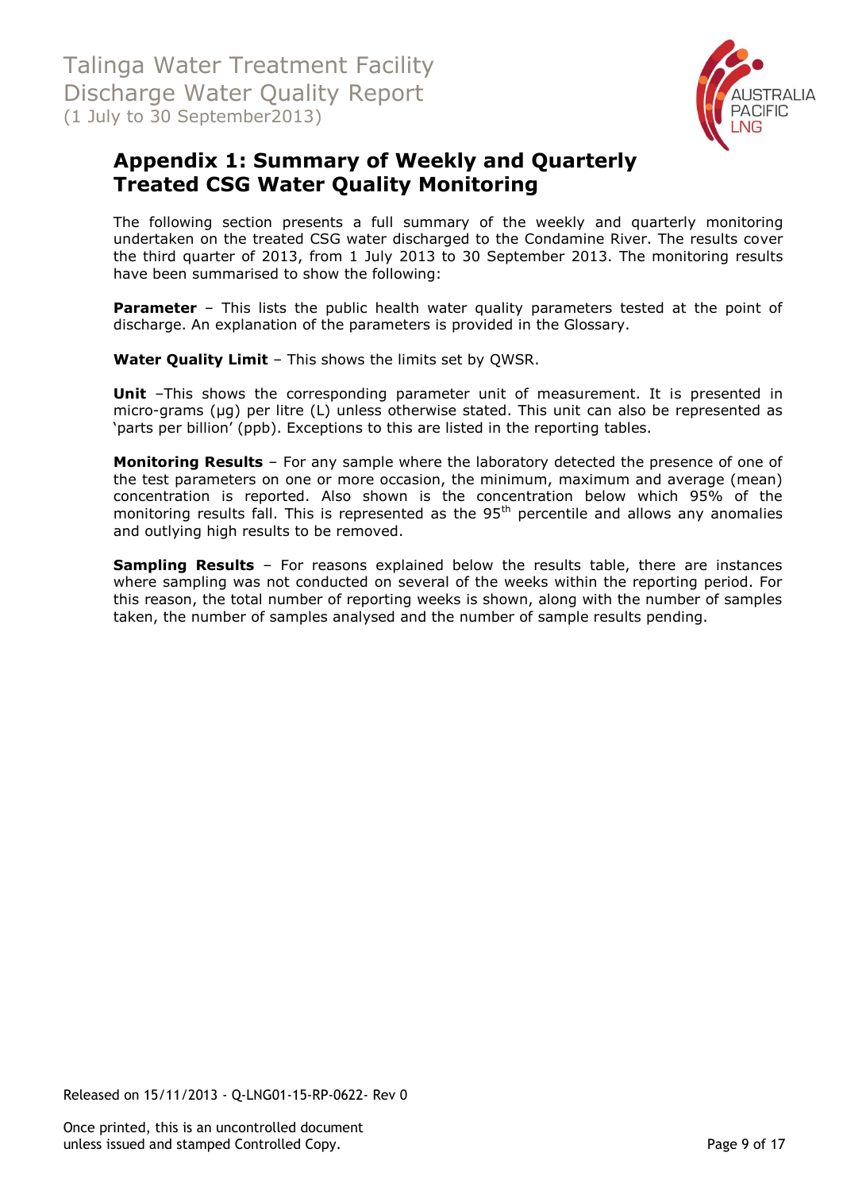# Appendix 1: Summary of Weekly and Quarterly Treated CSG Water Quality Monitoring

The following section presents a full summary of the weekly and quarterly monitoring undertaken on the treated CSG water discharged to the Condamine River. The results cover the third quarter of 2013, from 1 July 2013 to 30 September 2013. The monitoring results have been summarised to show the following:

**Parameter** – This lists the public health water quality parameters tested at the point of discharge. An explanation of the parameters is provided in the Glossary.

**Water Quality Limit** – This shows the limits set by QWSR.

**Unit** –This shows the corresponding parameter unit of measurement. It is presented in micro-grams (µg) per litre (L) unless otherwise stated. This unit can also be represented as 'parts per billion' (ppb). Exceptions to this are listed in the reporting tables.

**Monitoring Results** – For any sample where the laboratory detected the presence of one of the test parameters on one or more occasion, the minimum, maximum and average (mean) concentration is reported. Also shown is the concentration below which 95% of the monitoring results fall. This is represented as the 95$^{th}$ percentile and allows any anomalies and outlying high results to be removed.

**Sampling Results** – For reasons explained below the results table, there are instances where sampling was not conducted on several of the weeks within the reporting period. For this reason, the total number of reporting weeks is shown, along with the number of samples taken, the number of samples analysed and the number of sample results pending.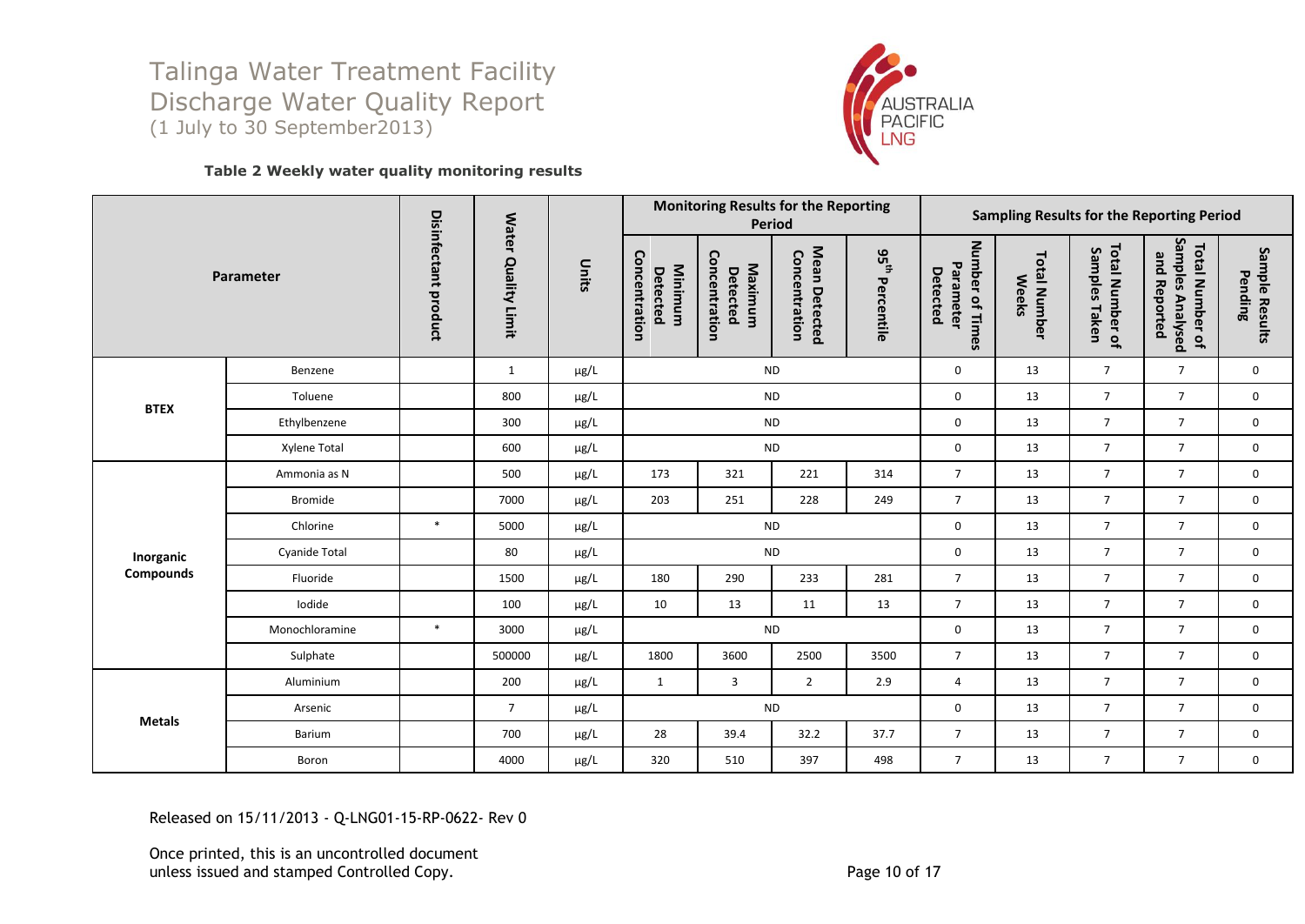# Talinga Water Treatment Facility Discharge Water Quality Report
(1 July to 30 September2013)

**Table 2 Weekly water quality monitoring results**

| Parameter | | Disinfectant product | Water Quality Limit | Units | Monitoring Results for the Reporting Period | | | | Sampling Results for the Reporting Period | | | | |
|---|---|---|---|---|---|---|---|---|---|---|---|---|---|
| | | | | | Minimum Detected Concentration | Maximum Detected Concentration | Mean Detected Concentration | 95th Percentile | Number of Times Parameter Detected | Total Number Weeks | Total Number of Samples Taken | Total Number of Samples Analysed and Reported | Sample Results Pending |
| BTEX | Benzene | | 1 | µg/L | ND | | | | 0 | 13 | 7 | 7 | 0 |
| | Toluene | | 800 | µg/L | ND | | | | 0 | 13 | 7 | 7 | 0 |
| | Ethylbenzene | | 300 | µg/L | ND | | | | 0 | 13 | 7 | 7 | 0 |
| | Xylene Total | | 600 | µg/L | ND | | | | 0 | 13 | 7 | 7 | 0 |
| Inorganic Compounds | Ammonia as N | | 500 | µg/L | 173 | 321 | 221 | 314 | 7 | 13 | 7 | 7 | 0 |
| | Bromide | | 7000 | µg/L | 203 | 251 | 228 | 249 | 7 | 13 | 7 | 7 | 0 |
| | Chlorine | * | 5000 | µg/L | ND | | | | 0 | 13 | 7 | 7 | 0 |
| | Cyanide Total | | 80 | µg/L | ND | | | | 0 | 13 | 7 | 7 | 0 |
| | Fluoride | | 1500 | µg/L | 180 | 290 | 233 | 281 | 7 | 13 | 7 | 7 | 0 |
| | Iodide | | 100 | µg/L | 10 | 13 | 11 | 13 | 7 | 13 | 7 | 7 | 0 |
| | Monochloramine | * | 3000 | µg/L | ND | | | | 0 | 13 | 7 | 7 | 0 |
| | Sulphate | | 500000 | µg/L | 1800 | 3600 | 2500 | 3500 | 7 | 13 | 7 | 7 | 0 |
| Metals | Aluminium | | 200 | µg/L | 1 | 3 | 2 | 2.9 | 4 | 13 | 7 | 7 | 0 |
| | Arsenic | | 7 | µg/L | ND | | | | 0 | 13 | 7 | 7 | 0 |
| | Barium | | 700 | µg/L | 28 | 39.4 | 32.2 | 37.7 | 7 | 13 | 7 | 7 | 0 |
| | Boron | | 4000 | µg/L | 320 | 510 | 397 | 498 | 7 | 13 | 7 | 7 | 0 |

Released on 15/11/2013 - Q-LNG01-15-RP-0622- Rev 0

Once printed, this is an uncontrolled document unless issued and stamped Controlled Copy.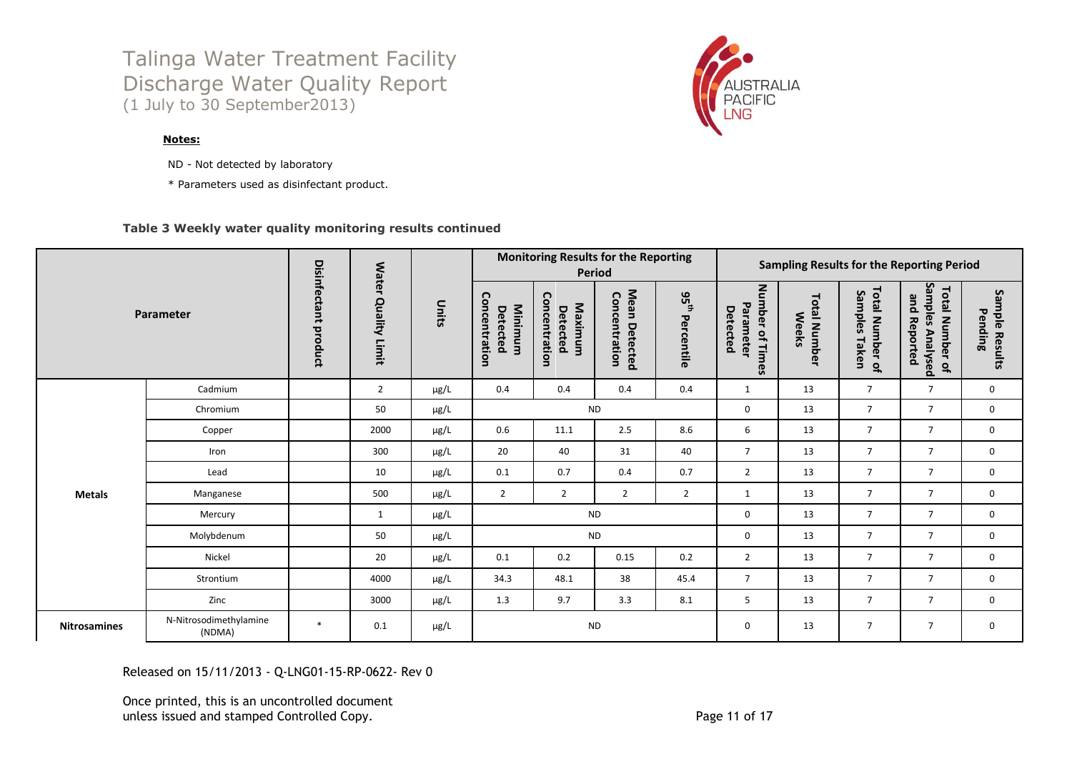# Talinga Water Treatment Facility Discharge Water Quality Report
(1 July to 30 September2013)

**Notes:**

ND - Not detected by laboratory

* Parameters used as disinfectant product.

**Table 3 Weekly water quality monitoring results continued**

| Parameter | | Disinfectant product | Water Quality Limit | Units | Monitoring Results for the Reporting Period | | | | Sampling Results for the Reporting Period | | | | |
|---|---|---|---|---|---|---|---|---|---|---|---|---|---|
| | | | | | Minimum Detected Concentration | Maximum Detected Concentration | Mean Detected Concentration | 95th Percentile | Number of Times Parameter Detected | Total Number Weeks | Total Number of Samples Taken | Total Number of Samples Analysed and Reported | Sample Results Pending |
| Metals | Cadmium | | 2 | µg/L | 0.4 | 0.4 | 0.4 | 0.4 | 1 | 13 | 7 | 7 | 0 |
| | Chromium | | 50 | µg/L | ND | | | | 0 | 13 | 7 | 7 | 0 |
| | Copper | | 2000 | µg/L | 0.6 | 11.1 | 2.5 | 8.6 | 6 | 13 | 7 | 7 | 0 |
| | Iron | | 300 | µg/L | 20 | 40 | 31 | 40 | 7 | 13 | 7 | 7 | 0 |
| | Lead | | 10 | µg/L | 0.1 | 0.7 | 0.4 | 0.7 | 2 | 13 | 7 | 7 | 0 |
| | Manganese | | 500 | µg/L | 2 | 2 | 2 | 2 | 1 | 13 | 7 | 7 | 0 |
| | Mercury | | 1 | µg/L | ND | | | | 0 | 13 | 7 | 7 | 0 |
| | Molybdenum | | 50 | µg/L | ND | | | | 0 | 13 | 7 | 7 | 0 |
| | Nickel | | 20 | µg/L | 0.1 | 0.2 | 0.15 | 0.2 | 2 | 13 | 7 | 7 | 0 |
| | Strontium | | 4000 | µg/L | 34.3 | 48.1 | 38 | 45.4 | 7 | 13 | 7 | 7 | 0 |
| | Zinc | | 3000 | µg/L | 1.3 | 9.7 | 3.3 | 8.1 | 5 | 13 | 7 | 7 | 0 |
| Nitrosamines | N-Nitrosodimethylamine (NDMA) | * | 0.1 | µg/L | ND | | | | 0 | 13 | 7 | 7 | 0 |

Released on 15/11/2013 - Q-LNG01-15-RP-0622- Rev 0

Once printed, this is an uncontrolled document unless issued and stamped Controlled Copy.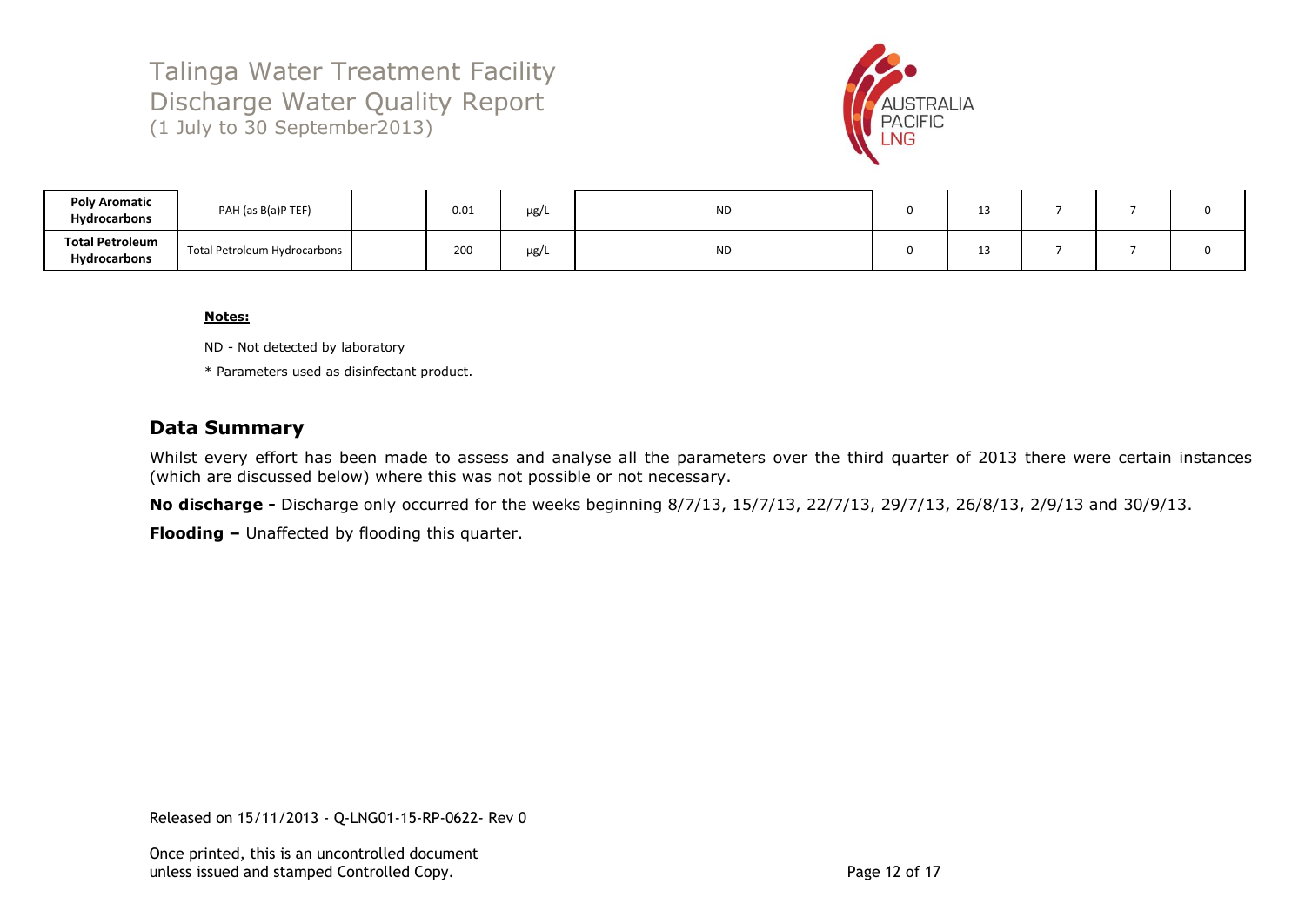| | | | | | | | | | | |
|---|---|---|---|---|---|---|---|---|---|---|
| **Poly Aromatic Hydrocarbons** | PAH (as B(a)P TEF) | | 0.01 | µg/L | ND | 0 | 13 | 7 | 7 | 0 |
| **Total Petroleum Hydrocarbons** | Total Petroleum Hydrocarbons | | 200 | µg/L | ND | 0 | 13 | 7 | 7 | 0 |

**Notes:**

ND - Not detected by laboratory

* Parameters used as disinfectant product.

## Data Summary

Whilst every effort has been made to assess and analyse all the parameters over the third quarter of 2013 there were certain instances (which are discussed below) where this was not possible or not necessary.

**No discharge -** Discharge only occurred for the weeks beginning 8/7/13, 15/7/13, 22/7/13, 29/7/13, 26/8/13, 2/9/13 and 30/9/13.

**Flooding –** Unaffected by flooding this quarter.

Released on 15/11/2013 - Q-LNG01-15-RP-0622- Rev 0

Once printed, this is an uncontrolled document unless issued and stamped Controlled Copy.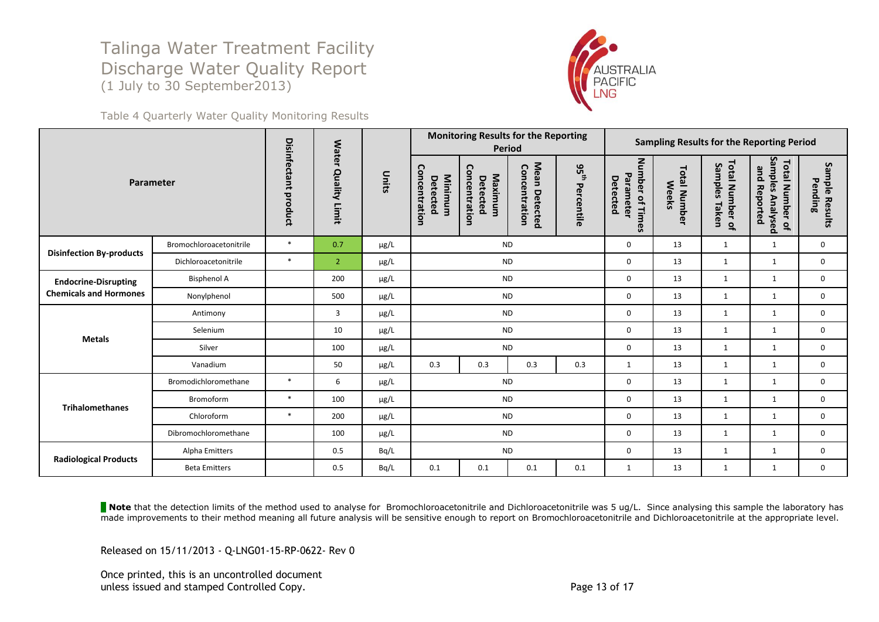# Talinga Water Treatment Facility Discharge Water Quality Report
(1 July to 30 September2013)

Table 4 Quarterly Water Quality Monitoring Results

| Parameter | | Disinfectant product | Water Quality Limit | Units | Monitoring Results for the Reporting Period | | | | Sampling Results for the Reporting Period | | | | |
|---|---|---|---|---|---|---|---|---|---|---|---|---|---|
| | | | | | Minimum Detected Concentration | Maximum Detected Concentration | Mean Detected Concentration | 95th Percentile | Number of Times Parameter Detected | Total Number Weeks | Total Number of Samples Taken | Total Number of Samples Analysed and Reported | Sample Results Pending |
| Disinfection By-products | Bromochloroacetonitrile | * | 0.7 | µg/L | ND | | | | 0 | 13 | 1 | 1 | 0 |
| | Dichloroacetonitrile | * | 2 | µg/L | ND | | | | 0 | 13 | 1 | 1 | 0 |
| Endocrine-Disrupting Chemicals and Hormones | Bisphenol A | | 200 | µg/L | ND | | | | 0 | 13 | 1 | 1 | 0 |
| | Nonylphenol | | 500 | µg/L | ND | | | | 0 | 13 | 1 | 1 | 0 |
| Metals | Antimony | | 3 | µg/L | ND | | | | 0 | 13 | 1 | 1 | 0 |
| | Selenium | | 10 | µg/L | ND | | | | 0 | 13 | 1 | 1 | 0 |
| | Silver | | 100 | µg/L | ND | | | | 0 | 13 | 1 | 1 | 0 |
| | Vanadium | | 50 | µg/L | 0.3 | 0.3 | 0.3 | 0.3 | 1 | 13 | 1 | 1 | 0 |
| Trihalomethanes | Bromodichloromethane | * | 6 | µg/L | ND | | | | 0 | 13 | 1 | 1 | 0 |
| | Bromoform | * | 100 | µg/L | ND | | | | 0 | 13 | 1 | 1 | 0 |
| | Chloroform | * | 200 | µg/L | ND | | | | 0 | 13 | 1 | 1 | 0 |
| | Dibromochloromethane | | 100 | µg/L | ND | | | | 0 | 13 | 1 | 1 | 0 |
| Radiological Products | Alpha Emitters | | 0.5 | Bq/L | ND | | | | 0 | 13 | 1 | 1 | 0 |
| | Beta Emitters | | 0.5 | Bq/L | 0.1 | 0.1 | 0.1 | 0.1 | 1 | 13 | 1 | 1 | 0 |

**Note** that the detection limits of the method used to analyse for Bromochloroacetonitrile and Dichloroacetonitrile was 5 ug/L. Since analysing this sample the laboratory has made improvements to their method meaning all future analysis will be sensitive enough to report on Bromochloroacetonitrile and Dichloroacetonitrile at the appropriate level.

Released on 15/11/2013 - Q-LNG01-15-RP-0622- Rev 0

Once printed, this is an uncontrolled document unless issued and stamped Controlled Copy.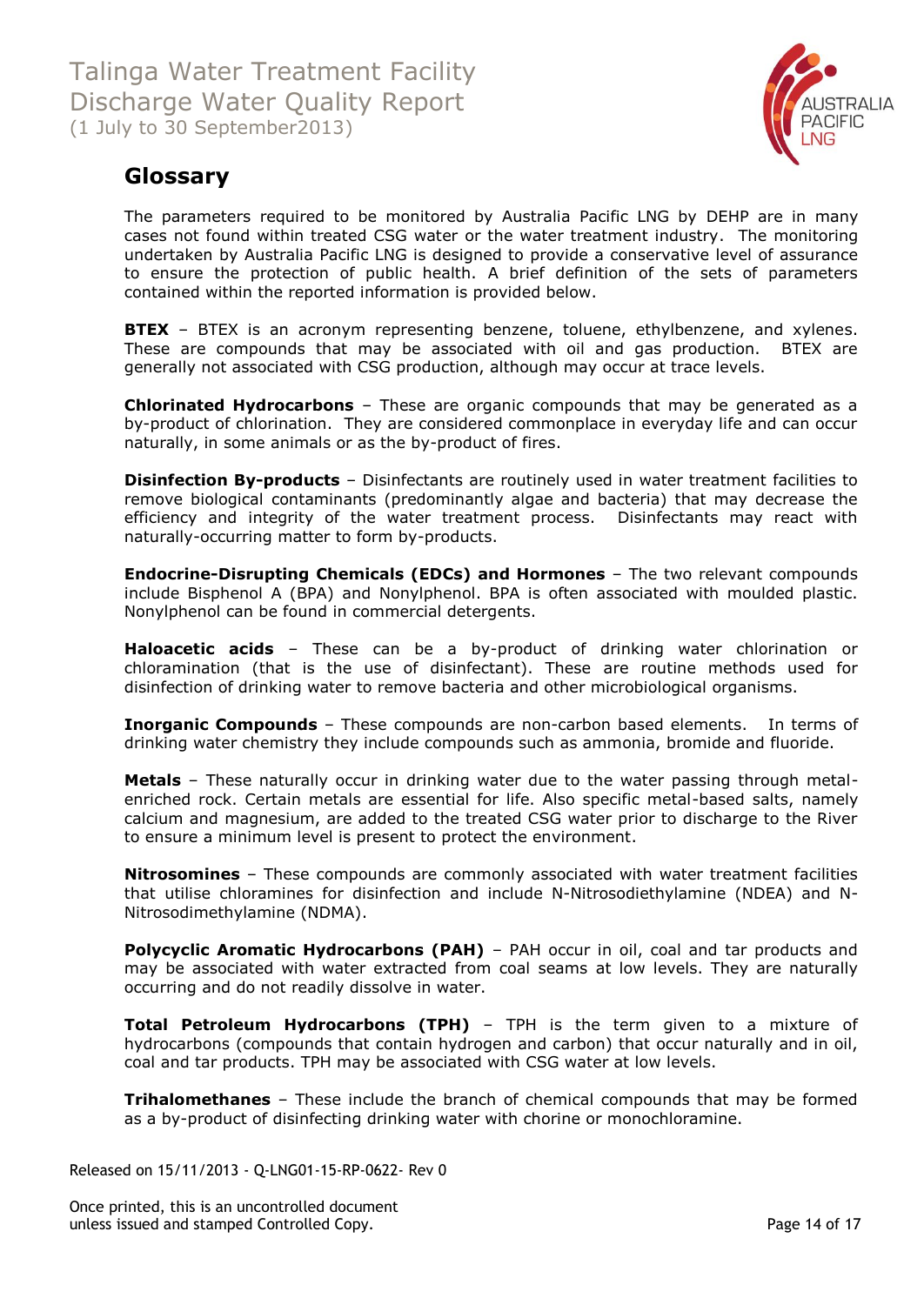## Glossary

The parameters required to be monitored by Australia Pacific LNG by DEHP are in many cases not found within treated CSG water or the water treatment industry. The monitoring undertaken by Australia Pacific LNG is designed to provide a conservative level of assurance to ensure the protection of public health. A brief definition of the sets of parameters contained within the reported information is provided below.

**BTEX** – BTEX is an acronym representing benzene, toluene, ethylbenzene, and xylenes. These are compounds that may be associated with oil and gas production. BTEX are generally not associated with CSG production, although may occur at trace levels.

**Chlorinated Hydrocarbons** – These are organic compounds that may be generated as a by-product of chlorination. They are considered commonplace in everyday life and can occur naturally, in some animals or as the by-product of fires.

**Disinfection By-products** – Disinfectants are routinely used in water treatment facilities to remove biological contaminants (predominantly algae and bacteria) that may decrease the efficiency and integrity of the water treatment process. Disinfectants may react with naturally-occurring matter to form by-products.

**Endocrine-Disrupting Chemicals (EDCs) and Hormones** – The two relevant compounds include Bisphenol A (BPA) and Nonylphenol. BPA is often associated with moulded plastic. Nonylphenol can be found in commercial detergents.

**Haloacetic acids** – These can be a by-product of drinking water chlorination or chloramination (that is the use of disinfectant). These are routine methods used for disinfection of drinking water to remove bacteria and other microbiological organisms.

**Inorganic Compounds** – These compounds are non-carbon based elements. In terms of drinking water chemistry they include compounds such as ammonia, bromide and fluoride.

**Metals** – These naturally occur in drinking water due to the water passing through metal-enriched rock. Certain metals are essential for life. Also specific metal-based salts, namely calcium and magnesium, are added to the treated CSG water prior to discharge to the River to ensure a minimum level is present to protect the environment.

**Nitrosomines** – These compounds are commonly associated with water treatment facilities that utilise chloramines for disinfection and include N-Nitrosodiethylamine (NDEA) and N-Nitrosodimethylamine (NDMA).

**Polycyclic Aromatic Hydrocarbons (PAH)** – PAH occur in oil, coal and tar products and may be associated with water extracted from coal seams at low levels. They are naturally occurring and do not readily dissolve in water.

**Total Petroleum Hydrocarbons (TPH)** – TPH is the term given to a mixture of hydrocarbons (compounds that contain hydrogen and carbon) that occur naturally and in oil, coal and tar products. TPH may be associated with CSG water at low levels.

**Trihalomethanes** – These include the branch of chemical compounds that may be formed as a by-product of disinfecting drinking water with chorine or monochloramine.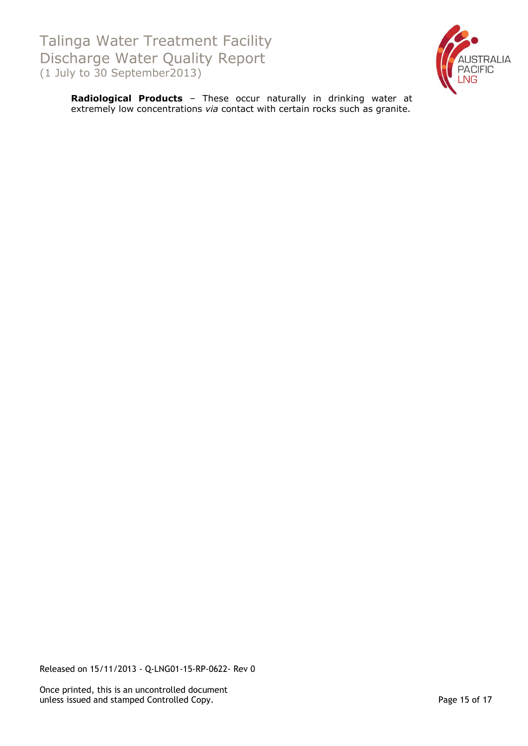**Radiological Products** – These occur naturally in drinking water at extremely low concentrations *via* contact with certain rocks such as granite.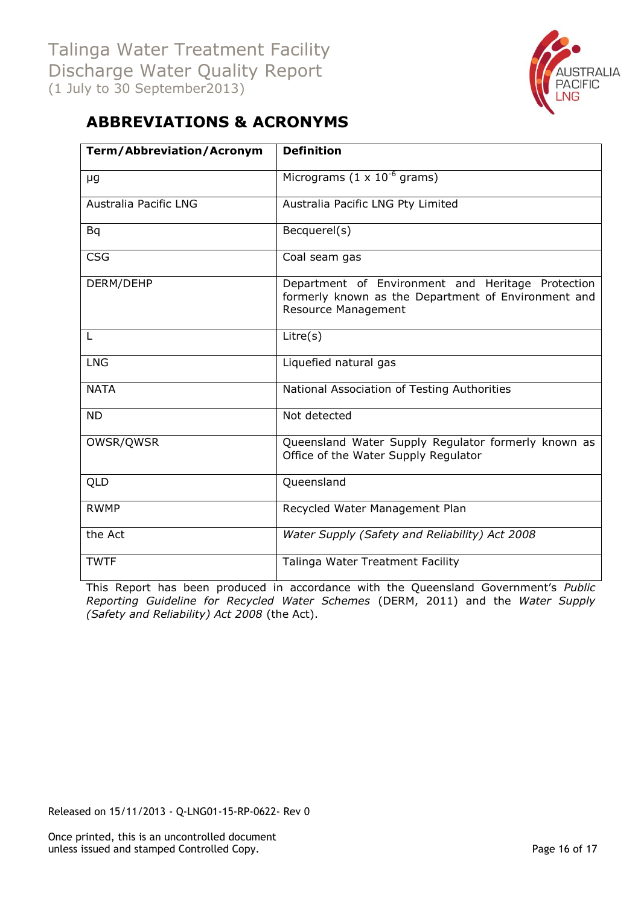## ABBREVIATIONS & ACRONYMS

| Term/Abbreviation/Acronym | Definition |
|---|---|
| μg | Micrograms (1 x $10^{-6}$ grams) |
| Australia Pacific LNG | Australia Pacific LNG Pty Limited |
| Bq | Becquerel(s) |
| CSG | Coal seam gas |
| DERM/DEHP | Department of Environment and Heritage Protection formerly known as the Department of Environment and Resource Management |
| L | Litre(s) |
| LNG | Liquefied natural gas |
| NATA | National Association of Testing Authorities |
| ND | Not detected |
| OWSR/QWSR | Queensland Water Supply Regulator formerly known as Office of the Water Supply Regulator |
| QLD | Queensland |
| RWMP | Recycled Water Management Plan |
| the Act | *Water Supply (Safety and Reliability) Act 2008* |
| TWTF | Talinga Water Treatment Facility |

This Report has been produced in accordance with the Queensland Government's *Public Reporting Guideline for Recycled Water Schemes* (DERM, 2011) and the *Water Supply (Safety and Reliability) Act 2008* (the Act).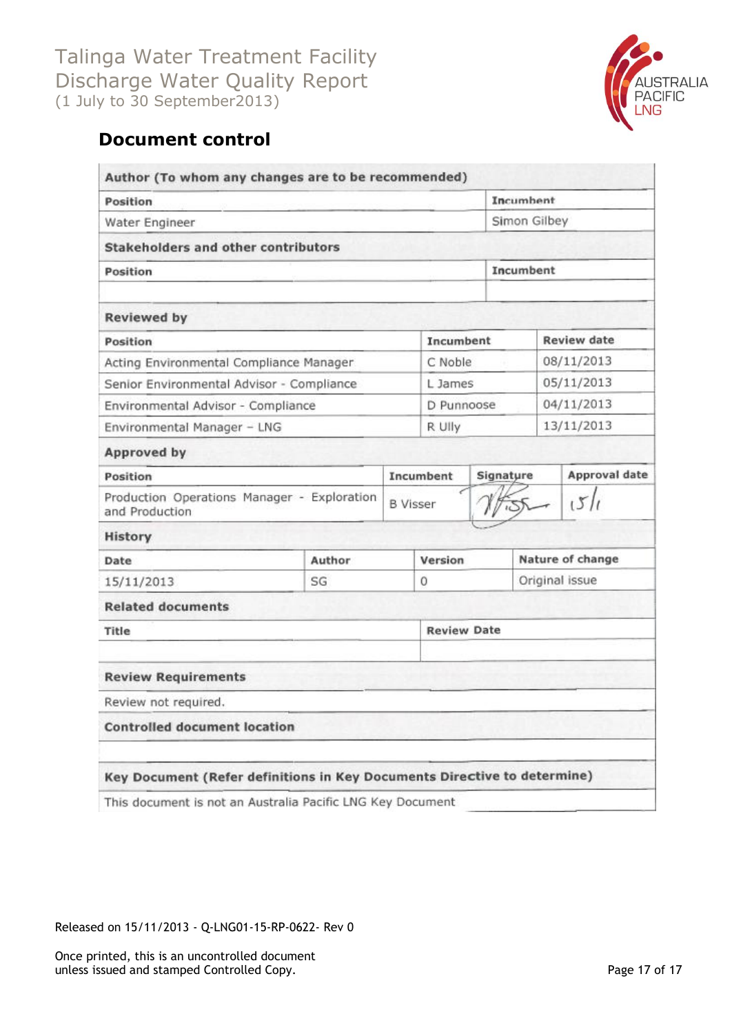## Document control

| Author (To whom any changes are to be recommended) | |
|---|---|
| **Position** | **Incumbent** |
| Water Engineer | Simon Gilbey |

| Stakeholders and other contributors | |
|---|---|
| **Position** | **Incumbent** |
| | |

| Reviewed by | | |
|---|---|---|
| **Position** | **Incumbent** | **Review date** |
| Acting Environmental Compliance Manager | C Noble | 08/11/2013 |
| Senior Environmental Advisor - Compliance | L James | 05/11/2013 |
| Environmental Advisor - Compliance | D Punnoose | 04/11/2013 |
| Environmental Manager – LNG | R Ully | 13/11/2013 |

| Approved by | | | |
|---|---|---|---|
| **Position** | **Incumbent** | **Signature** | **Approval date** |
| Production Operations Manager - Exploration and Production | B Visser | [signature] | 15/11 |

| History | | | |
|---|---|---|---|
| **Date** | **Author** | **Version** | **Nature of change** |
| 15/11/2013 | SG | 0 | Original issue |

| Related documents | |
|---|---|
| **Title** | **Review Date** |
| | |

**Review Requirements**

Review not required.

**Controlled document location**

**Key Document (Refer definitions in Key Documents Directive to determine)**

This document is not an Australia Pacific LNG Key Document

Released on 15/11/2013 - Q-LNG01-15-RP-0622- Rev 0

Once printed, this is an uncontrolled document unless issued and stamped Controlled Copy.